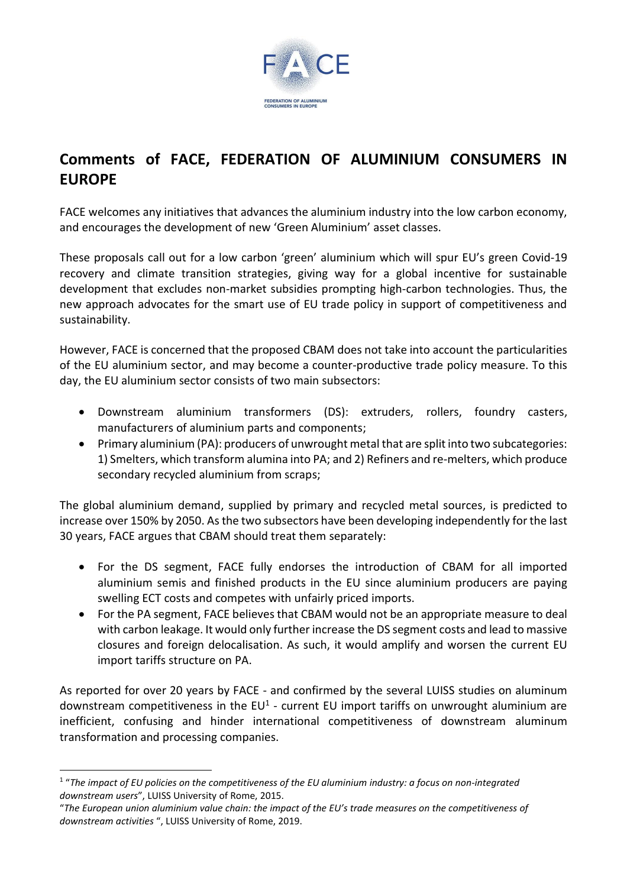# Comments of FACE, FEDERATION OF ALUMINIUM CONSUMERS IN EUROPE

FACE welcomes any initiatives that advances the aluminium industry into the low carbon economy, and encourages the development of new 'Green Aluminium' asset classes.

These proposals call out for a low carbon 'green' aluminium which will spur EU's green Covid-19 recovery and climate transition strategies, giving way for a global incentive for sustainable development that excludes non-market subsidies prompting high-carbon technologies. Thus, the new approach advocates for the smart use of EU trade policy in support of competitiveness and sustainability.

However, FACE is concerned that the proposed CBAM does not take into account the particularities of the EU aluminium sector, and may become a counter-productive trade policy measure. To this day, the EU aluminium sector consists of two main subsectors:

- Downstream aluminium transformers (DS): extruders, rollers, foundry casters, manufacturers of aluminium parts and components;
- Primary aluminium (PA): producers of unwrought metal that are split into two subcategories: 1) Smelters, which transform alumina into PA; and 2) Refiners and re-melters, which produce secondary recycled aluminium from scraps;

The global aluminium demand, supplied by primary and recycled metal sources, is predicted to increase over 150% by 2050. As the two subsectors have been developing independently for the last 30 years, FACE argues that CBAM should treat them separately:

- For the DS segment, FACE fully endorses the introduction of CBAM for all imported aluminium semis and finished products in the EU since aluminium producers are paying swelling ECT costs and competes with unfairly priced imports.
- For the PA segment, FACE believes that CBAM would not be an appropriate measure to deal with carbon leakage. It would only further increase the DS segment costs and lead to massive closures and foreign delocalisation. As such, it would amplify and worsen the current EU import tariffs structure on PA.

As reported for over 20 years by FACE - and confirmed by the several LUISS studies on aluminum downstream competitiveness in the EU[1] - current EU import tariffs on unwrought aluminium are inefficient, confusing and hinder international competitiveness of downstream aluminum transformation and processing companies.

---

[1] "*The impact of EU policies on the competitiveness of the EU aluminium industry: a focus on non-integrated downstream users*", LUISS University of Rome, 2015.
"*The European union aluminium value chain: the impact of the EU's trade measures on the competitiveness of downstream activities* ", LUISS University of Rome, 2019.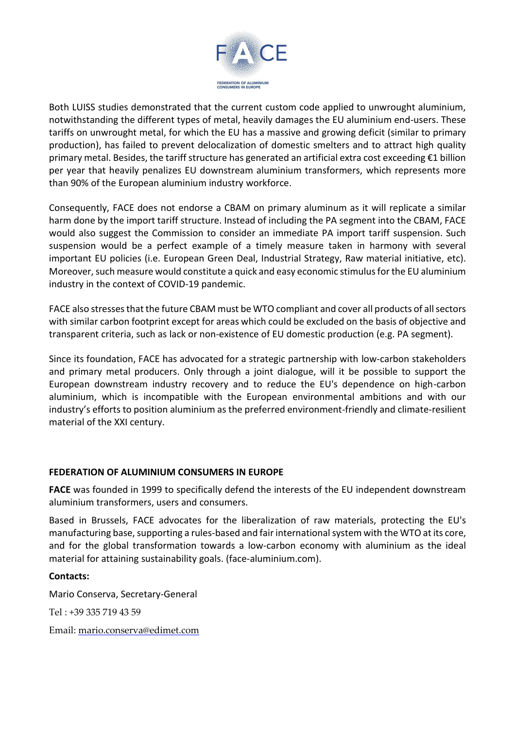Both LUISS studies demonstrated that the current custom code applied to unwrought aluminium, notwithstanding the different types of metal, heavily damages the EU aluminium end-users. These tariffs on unwrought metal, for which the EU has a massive and growing deficit (similar to primary production), has failed to prevent delocalization of domestic smelters and to attract high quality primary metal. Besides, the tariff structure has generated an artificial extra cost exceeding €1 billion per year that heavily penalizes EU downstream aluminium transformers, which represents more than 90% of the European aluminium industry workforce.

Consequently, FACE does not endorse a CBAM on primary aluminum as it will replicate a similar harm done by the import tariff structure. Instead of including the PA segment into the CBAM, FACE would also suggest the Commission to consider an immediate PA import tariff suspension. Such suspension would be a perfect example of a timely measure taken in harmony with several important EU policies (i.e. European Green Deal, Industrial Strategy, Raw material initiative, etc). Moreover, such measure would constitute a quick and easy economic stimulus for the EU aluminium industry in the context of COVID-19 pandemic.

FACE also stresses that the future CBAM must be WTO compliant and cover all products of all sectors with similar carbon footprint except for areas which could be excluded on the basis of objective and transparent criteria, such as lack or non-existence of EU domestic production (e.g. PA segment).

Since its foundation, FACE has advocated for a strategic partnership with low-carbon stakeholders and primary metal producers. Only through a joint dialogue, will it be possible to support the European downstream industry recovery and to reduce the EU's dependence on high-carbon aluminium, which is incompatible with the European environmental ambitions and with our industry's efforts to position aluminium as the preferred environment-friendly and climate-resilient material of the XXI century.

**FEDERATION OF ALUMINIUM CONSUMERS IN EUROPE**

**FACE** was founded in 1999 to specifically defend the interests of the EU independent downstream aluminium transformers, users and consumers.

Based in Brussels, FACE advocates for the liberalization of raw materials, protecting the EU's manufacturing base, supporting a rules-based and fair international system with the WTO at its core, and for the global transformation towards a low-carbon economy with aluminium as the ideal material for attaining sustainability goals. (face-aluminium.com).

**Contacts:**

Mario Conserva, Secretary-General

Tel : +39 335 719 43 59

Email: mario.conserva@edimet.com